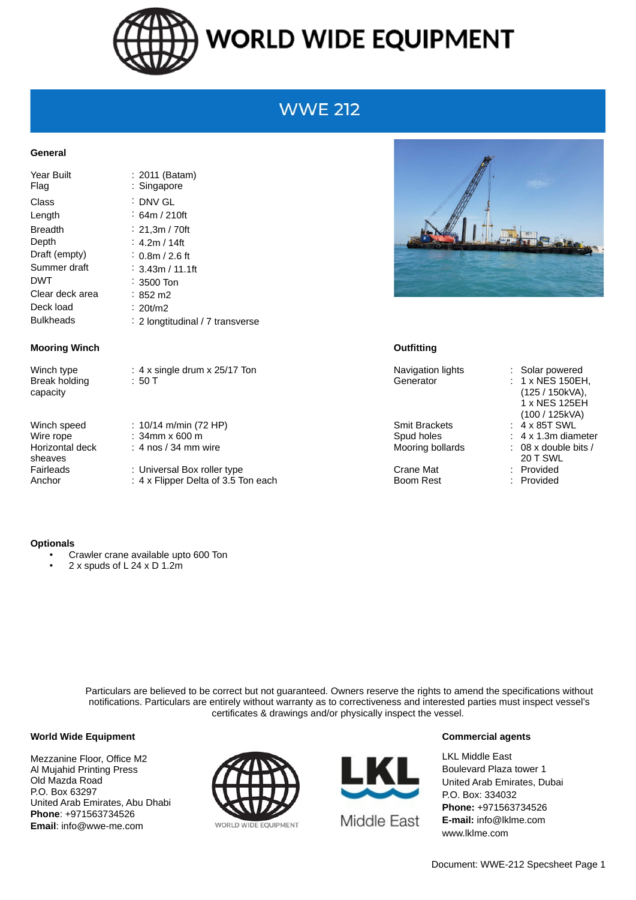# WORLD WIDE EQUIPMENT

## WWE 212

### General

| | |
|---|---|
| Year Built | : 2011 (Batam) |
| Flag | : Singapore |
| Class | : DNV GL |
| Length | : 64m / 210ft |
| Breadth | : 21,3m / 70ft |
| Depth | : 4.2m / 14ft |
| Draft (empty) | : 0.8m / 2.6 ft |
| Summer draft | : 3.43m / 11.1ft |
| DWT | : 3500 Ton |
| Clear deck area | : 852 m2 |
| Deck load | : 20t/m2 |
| Bulkheads | : 2 longtitudinal / 7 transverse |

### Mooring Winch

| | |
|---|---|
| Winch type | : 4 x single drum x 25/17 Ton |
| Break holding capacity | : 50 T |
| Winch speed | : 10/14 m/min (72 HP) |
| Wire rope | : 34mm x 600 m |
| Horizontal deck sheaves | : 4 nos / 34 mm wire |
| Fairleads | : Universal Box roller type |
| Anchor | : 4 x Flipper Delta of 3.5 Ton each |

### Outfitting

| | |
|---|---|
| Navigation lights | : Solar powered |
| Generator | : 1 x NES 150EH, (125 / 150kVA), 1 x NES 125EH (100 / 125kVA) |
| Smit Brackets | : 4 x 85T SWL |
| Spud holes | : 4 x 1.3m diameter |
| Mooring bollards | : 08 x double bits / 20 T SWL |
| Crane Mat | : Provided |
| Boom Rest | : Provided |

### Optionals

- Crawler crane available upto 600 Ton
- 2 x spuds of L 24 x D 1.2m

Particulars are believed to be correct but not guaranteed. Owners reserve the rights to amend the specifications without notifications. Particulars are entirely without warranty as to correctiveness and interested parties must inspect vessel's certificates & drawings and/or physically inspect the vessel.

**World Wide Equipment**

Mezzanine Floor, Office M2
Al Mujahid Printing Press
Old Mazda Road
P.O. Box 63297
United Arab Emirates, Abu Dhabi
**Phone**: +971563734526
**Email**: info@wwe-me.com

WORLD WIDE EQUIPMENT

LKL Middle East

**Commercial agents**

LKL Middle East
Boulevard Plaza tower 1
United Arab Emirates, Dubai
P.O. Box: 334032
**Phone:** +971563734526
**E-mail:** info@lklme.com
www.lklme.com

Document: WWE-212 Specsheet Page 1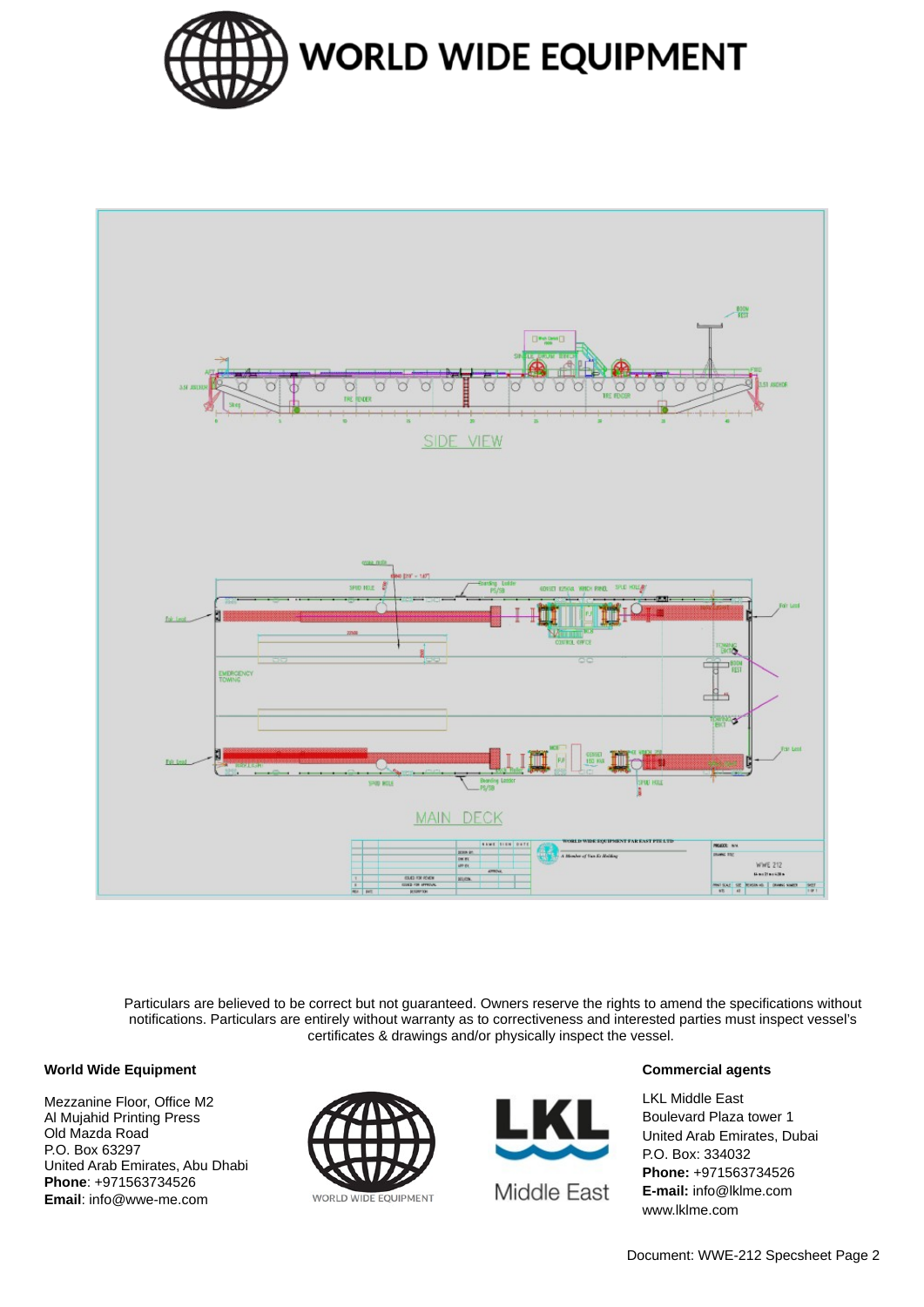# WORLD WIDE EQUIPMENT

SIDE VIEW

MAIN DECK

Particulars are believed to be correct but not guaranteed. Owners reserve the rights to amend the specifications without notifications. Particulars are entirely without warranty as to correctiveness and interested parties must inspect vessel's certificates & drawings and/or physically inspect the vessel.

**World Wide Equipment**

Mezzanine Floor, Office M2
Al Mujahid Printing Press
Old Mazda Road
P.O. Box 63297
United Arab Emirates, Abu Dhabi
**Phone**: +971563734526
**Email**: info@wwe-me.com

WORLD WIDE EQUIPMENT

LKL Middle East

**Commercial agents**

LKL Middle East
Boulevard Plaza tower 1
United Arab Emirates, Dubai
P.O. Box: 334032
**Phone:** +971563734526
**E-mail:** info@lklme.com
www.lklme.com

Document: WWE-212 Specsheet Page 2